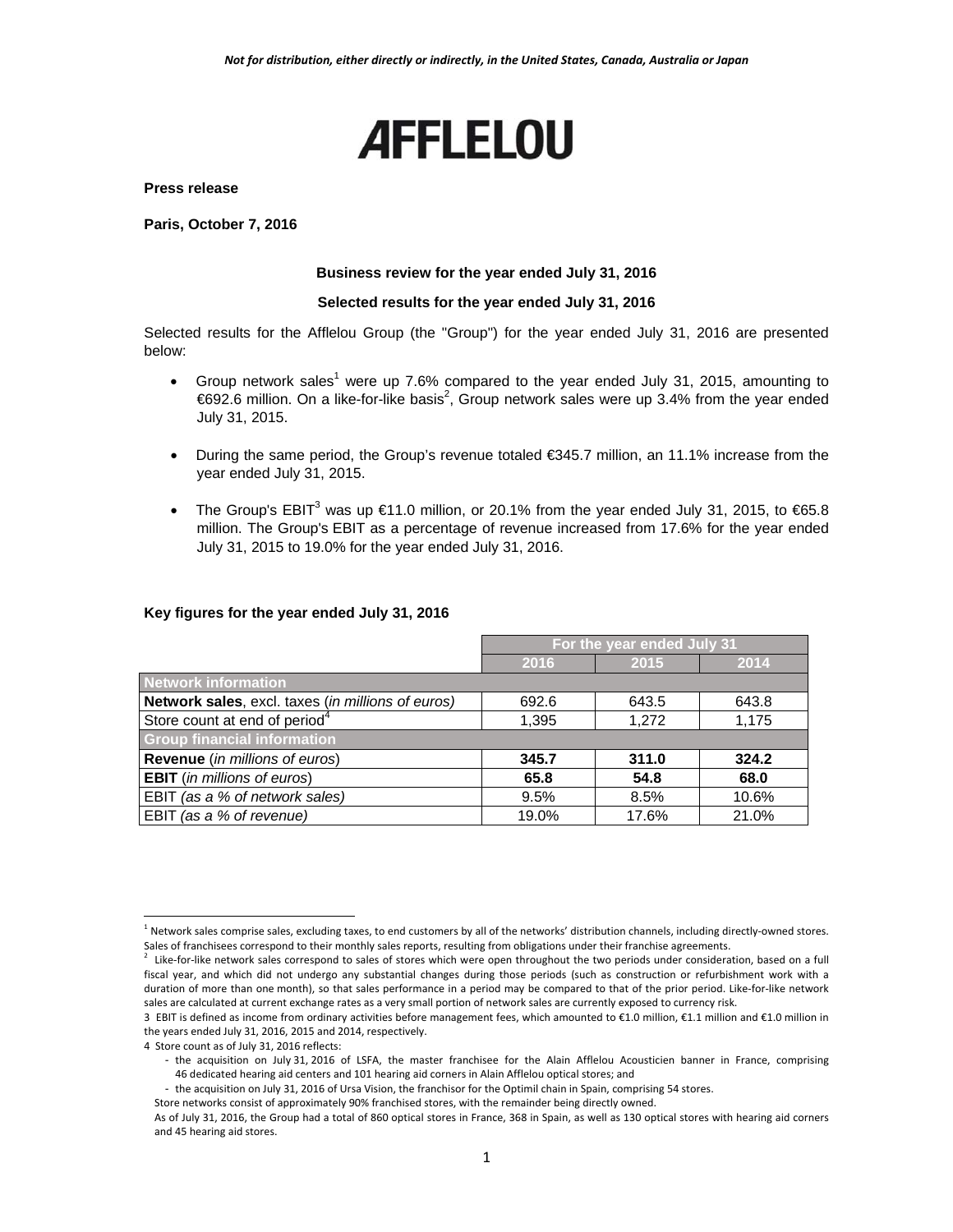*Not for distribution, either directly or indirectly, in the United States, Canada, Australia or Japan*

# AFFLELOU

**Press release**

**Paris, October 7, 2016**

**Business review for the year ended July 31, 2016**

**Selected results for the year ended July 31, 2016**

Selected results for the Afflelou Group (the "Group") for the year ended July 31, 2016 are presented below:

- Group network sales[1] were up 7.6% compared to the year ended July 31, 2015, amounting to €692.6 million. On a like-for-like basis[2], Group network sales were up 3.4% from the year ended July 31, 2015.
- During the same period, the Group's revenue totaled €345.7 million, an 11.1% increase from the year ended July 31, 2015.
- The Group's EBIT[3] was up €11.0 million, or 20.1% from the year ended July 31, 2015, to €65.8 million. The Group's EBIT as a percentage of revenue increased from 17.6% for the year ended July 31, 2015 to 19.0% for the year ended July 31, 2016.

**Key figures for the year ended July 31, 2016**

| | For the year ended July 31 | | |
|---|---|---|---|
| | 2016 | 2015 | 2014 |
| **Network information** | | | |
| **Network sales**, excl. taxes (*in millions of euros*) | 692.6 | 643.5 | 643.8 |
| Store count at end of period[4] | 1,395 | 1,272 | 1,175 |
| **Group financial information** | | | |
| **Revenue** (*in millions of euros*) | **345.7** | **311.0** | **324.2** |
| **EBIT** (*in millions of euros*) | **65.8** | **54.8** | **68.0** |
| EBIT *(as a % of network sales)* | 9.5% | 8.5% | 10.6% |
| EBIT *(as a % of revenue)* | 19.0% | 17.6% | 21.0% |

[1] Network sales comprise sales, excluding taxes, to end customers by all of the networks' distribution channels, including directly-owned stores. Sales of franchisees correspond to their monthly sales reports, resulting from obligations under their franchise agreements.

[2] Like-for-like network sales correspond to sales of stores which were open throughout the two periods under consideration, based on a full fiscal year, and which did not undergo any substantial changes during those periods (such as construction or refurbishment work with a duration of more than one month), so that sales performance in a period may be compared to that of the prior period. Like-for-like network sales are calculated at current exchange rates as a very small portion of network sales are currently exposed to currency risk.

3 EBIT is defined as income from ordinary activities before management fees, which amounted to €1.0 million, €1.1 million and €1.0 million in the years ended July 31, 2016, 2015 and 2014, respectively.

4 Store count as of July 31, 2016 reflects:

- the acquisition on July 31, 2016 of LSFA, the master franchisee for the Alain Afflelou Acousticien banner in France, comprising 46 dedicated hearing aid centers and 101 hearing aid corners in Alain Afflelou optical stores; and
- the acquisition on July 31, 2016 of Ursa Vision, the franchisor for the Optimil chain in Spain, comprising 54 stores.

Store networks consist of approximately 90% franchised stores, with the remainder being directly owned.

As of July 31, 2016, the Group had a total of 860 optical stores in France, 368 in Spain, as well as 130 optical stores with hearing aid corners and 45 hearing aid stores.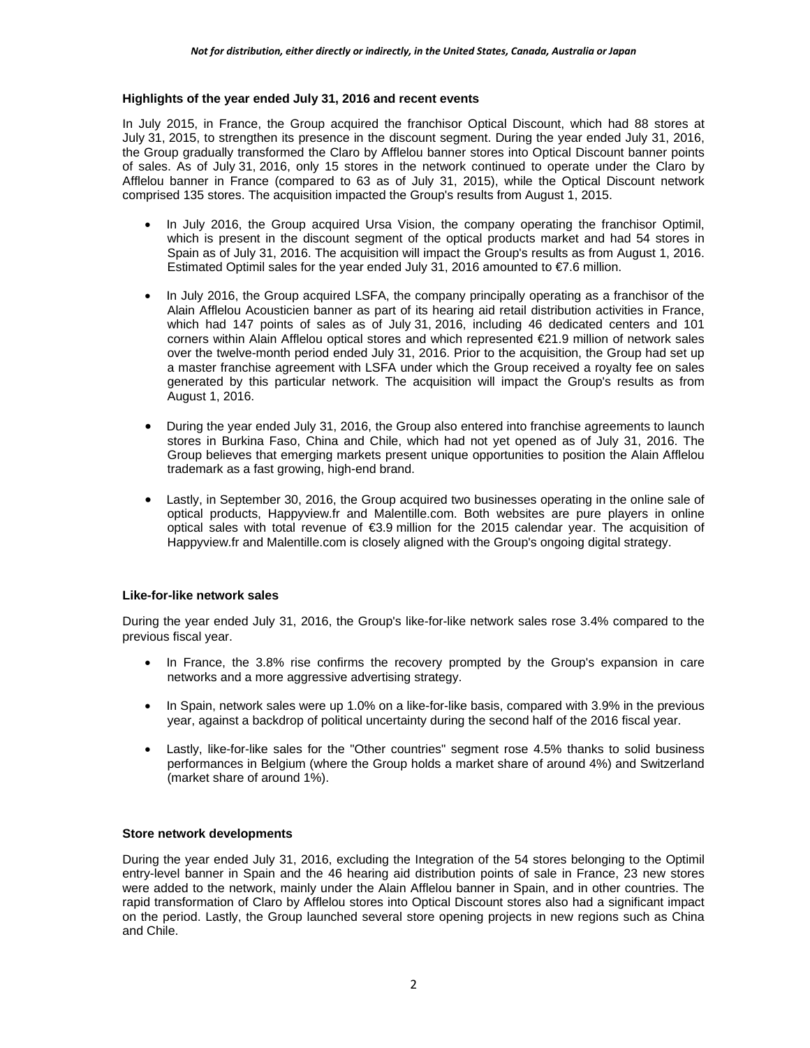### Highlights of the year ended July 31, 2016 and recent events

In July 2015, in France, the Group acquired the franchisor Optical Discount, which had 88 stores at July 31, 2015, to strengthen its presence in the discount segment. During the year ended July 31, 2016, the Group gradually transformed the Claro by Afflelou banner stores into Optical Discount banner points of sales. As of July 31, 2016, only 15 stores in the network continued to operate under the Claro by Afflelou banner in France (compared to 63 as of July 31, 2015), while the Optical Discount network comprised 135 stores. The acquisition impacted the Group's results from August 1, 2015.

- In July 2016, the Group acquired Ursa Vision, the company operating the franchisor Optimil, which is present in the discount segment of the optical products market and had 54 stores in Spain as of July 31, 2016. The acquisition will impact the Group's results as from August 1, 2016. Estimated Optimil sales for the year ended July 31, 2016 amounted to €7.6 million.

- In July 2016, the Group acquired LSFA, the company principally operating as a franchisor of the Alain Afflelou Acousticien banner as part of its hearing aid retail distribution activities in France, which had 147 points of sales as of July 31, 2016, including 46 dedicated centers and 101 corners within Alain Afflelou optical stores and which represented €21.9 million of network sales over the twelve-month period ended July 31, 2016. Prior to the acquisition, the Group had set up a master franchise agreement with LSFA under which the Group received a royalty fee on sales generated by this particular network. The acquisition will impact the Group's results as from August 1, 2016.

- During the year ended July 31, 2016, the Group also entered into franchise agreements to launch stores in Burkina Faso, China and Chile, which had not yet opened as of July 31, 2016. The Group believes that emerging markets present unique opportunities to position the Alain Afflelou trademark as a fast growing, high-end brand.

- Lastly, in September 30, 2016, the Group acquired two businesses operating in the online sale of optical products, Happyview.fr and Malentille.com. Both websites are pure players in online optical sales with total revenue of €3.9 million for the 2015 calendar year. The acquisition of Happyview.fr and Malentille.com is closely aligned with the Group's ongoing digital strategy.

### Like-for-like network sales

During the year ended July 31, 2016, the Group's like-for-like network sales rose 3.4% compared to the previous fiscal year.

- In France, the 3.8% rise confirms the recovery prompted by the Group's expansion in care networks and a more aggressive advertising strategy.

- In Spain, network sales were up 1.0% on a like-for-like basis, compared with 3.9% in the previous year, against a backdrop of political uncertainty during the second half of the 2016 fiscal year.

- Lastly, like-for-like sales for the "Other countries" segment rose 4.5% thanks to solid business performances in Belgium (where the Group holds a market share of around 4%) and Switzerland (market share of around 1%).

### Store network developments

During the year ended July 31, 2016, excluding the Integration of the 54 stores belonging to the Optimil entry-level banner in Spain and the 46 hearing aid distribution points of sale in France, 23 new stores were added to the network, mainly under the Alain Afflelou banner in Spain, and in other countries. The rapid transformation of Claro by Afflelou stores into Optical Discount stores also had a significant impact on the period. Lastly, the Group launched several store opening projects in new regions such as China and Chile.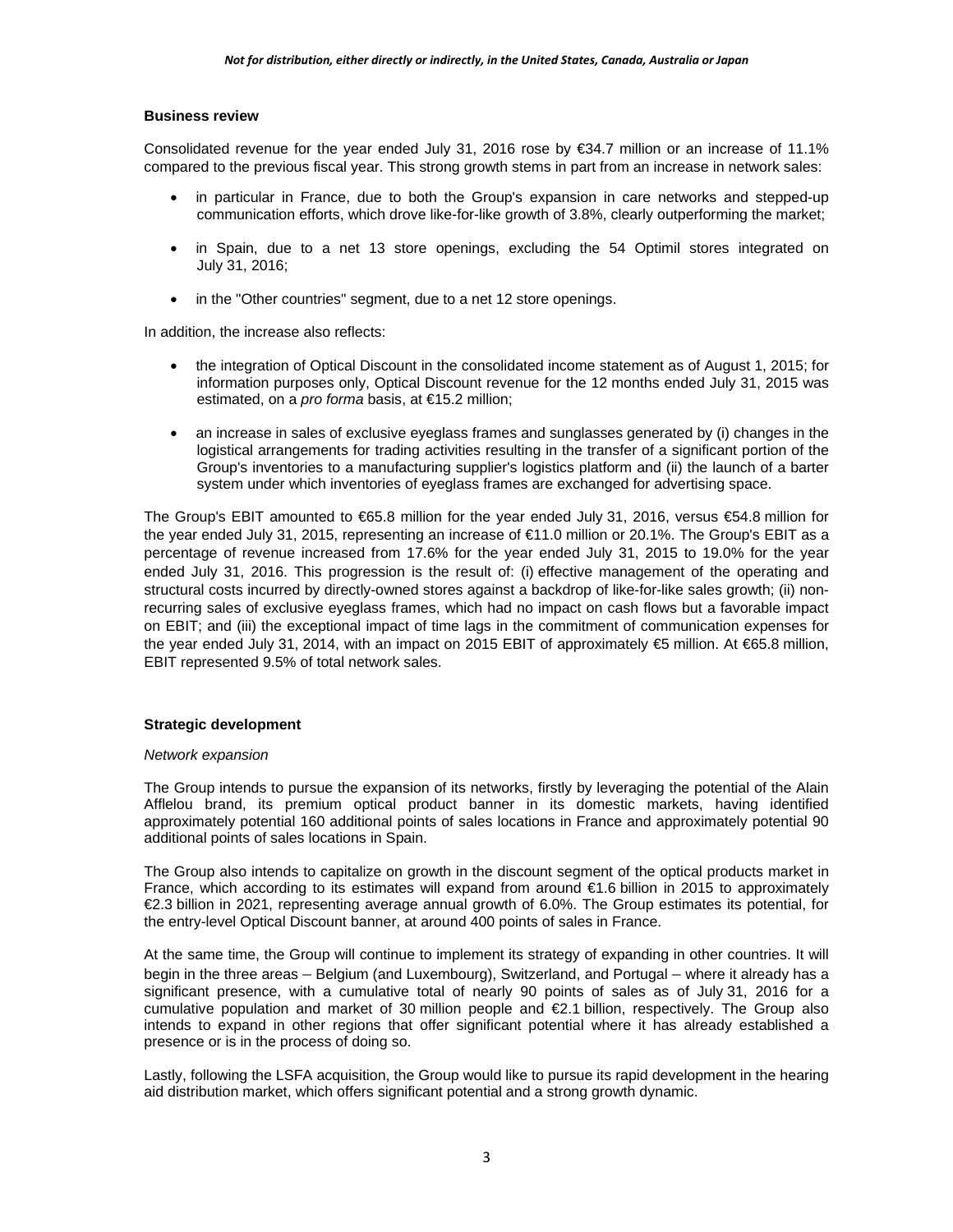**Business review**

Consolidated revenue for the year ended July 31, 2016 rose by €34.7 million or an increase of 11.1% compared to the previous fiscal year. This strong growth stems in part from an increase in network sales:

- in particular in France, due to both the Group's expansion in care networks and stepped-up communication efforts, which drove like-for-like growth of 3.8%, clearly outperforming the market;
- in Spain, due to a net 13 store openings, excluding the 54 Optimil stores integrated on July 31, 2016;
- in the "Other countries" segment, due to a net 12 store openings.

In addition, the increase also reflects:

- the integration of Optical Discount in the consolidated income statement as of August 1, 2015; for information purposes only, Optical Discount revenue for the 12 months ended July 31, 2015 was estimated, on a *pro forma* basis, at €15.2 million;
- an increase in sales of exclusive eyeglass frames and sunglasses generated by (i) changes in the logistical arrangements for trading activities resulting in the transfer of a significant portion of the Group's inventories to a manufacturing supplier's logistics platform and (ii) the launch of a barter system under which inventories of eyeglass frames are exchanged for advertising space.

The Group's EBIT amounted to €65.8 million for the year ended July 31, 2016, versus €54.8 million for the year ended July 31, 2015, representing an increase of €11.0 million or 20.1%. The Group's EBIT as a percentage of revenue increased from 17.6% for the year ended July 31, 2015 to 19.0% for the year ended July 31, 2016. This progression is the result of: (i) effective management of the operating and structural costs incurred by directly-owned stores against a backdrop of like-for-like sales growth; (ii) non-recurring sales of exclusive eyeglass frames, which had no impact on cash flows but a favorable impact on EBIT; and (iii) the exceptional impact of time lags in the commitment of communication expenses for the year ended July 31, 2014, with an impact on 2015 EBIT of approximately €5 million. At €65.8 million, EBIT represented 9.5% of total network sales.

**Strategic development**

*Network expansion*

The Group intends to pursue the expansion of its networks, firstly by leveraging the potential of the Alain Afflelou brand, its premium optical product banner in its domestic markets, having identified approximately potential 160 additional points of sales locations in France and approximately potential 90 additional points of sales locations in Spain.

The Group also intends to capitalize on growth in the discount segment of the optical products market in France, which according to its estimates will expand from around €1.6 billion in 2015 to approximately €2.3 billion in 2021, representing average annual growth of 6.0%. The Group estimates its potential, for the entry-level Optical Discount banner, at around 400 points of sales in France.

At the same time, the Group will continue to implement its strategy of expanding in other countries. It will begin in the three areas – Belgium (and Luxembourg), Switzerland, and Portugal – where it already has a significant presence, with a cumulative total of nearly 90 points of sales as of July 31, 2016 for a cumulative population and market of 30 million people and €2.1 billion, respectively. The Group also intends to expand in other regions that offer significant potential where it has already established a presence or is in the process of doing so.

Lastly, following the LSFA acquisition, the Group would like to pursue its rapid development in the hearing aid distribution market, which offers significant potential and a strong growth dynamic.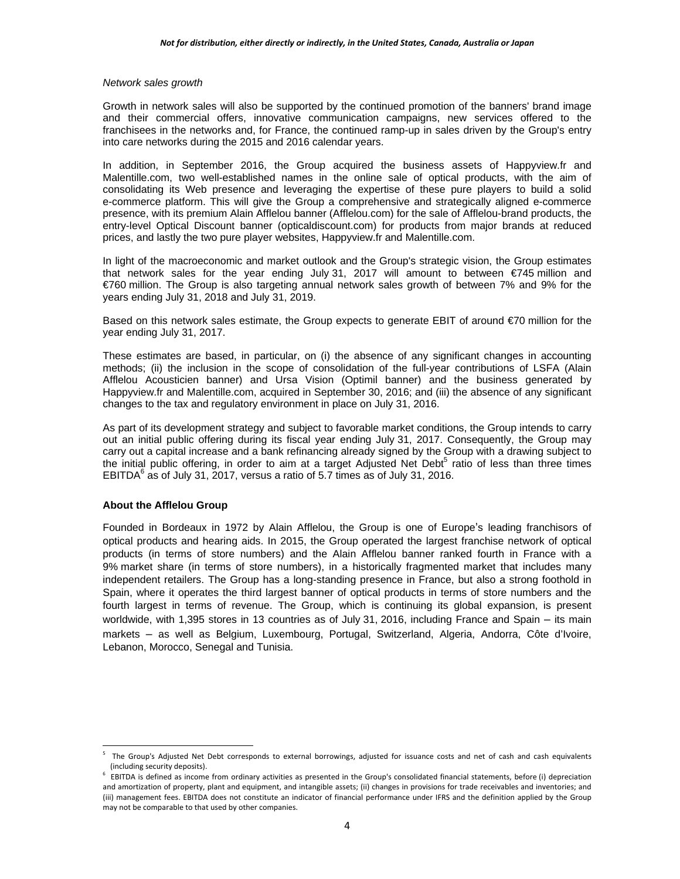*Network sales growth*

Growth in network sales will also be supported by the continued promotion of the banners' brand image and their commercial offers, innovative communication campaigns, new services offered to the franchisees in the networks and, for France, the continued ramp-up in sales driven by the Group's entry into care networks during the 2015 and 2016 calendar years.

In addition, in September 2016, the Group acquired the business assets of Happyview.fr and Malentille.com, two well-established names in the online sale of optical products, with the aim of consolidating its Web presence and leveraging the expertise of these pure players to build a solid e-commerce platform. This will give the Group a comprehensive and strategically aligned e-commerce presence, with its premium Alain Afflelou banner (Afflelou.com) for the sale of Afflelou-brand products, the entry-level Optical Discount banner (opticaldiscount.com) for products from major brands at reduced prices, and lastly the two pure player websites, Happyview.fr and Malentille.com.

In light of the macroeconomic and market outlook and the Group's strategic vision, the Group estimates that network sales for the year ending July 31, 2017 will amount to between €745 million and €760 million. The Group is also targeting annual network sales growth of between 7% and 9% for the years ending July 31, 2018 and July 31, 2019.

Based on this network sales estimate, the Group expects to generate EBIT of around €70 million for the year ending July 31, 2017.

These estimates are based, in particular, on (i) the absence of any significant changes in accounting methods; (ii) the inclusion in the scope of consolidation of the full-year contributions of LSFA (Alain Afflelou Acousticien banner) and Ursa Vision (Optimil banner) and the business generated by Happyview.fr and Malentille.com, acquired in September 30, 2016; and (iii) the absence of any significant changes to the tax and regulatory environment in place on July 31, 2016.

As part of its development strategy and subject to favorable market conditions, the Group intends to carry out an initial public offering during its fiscal year ending July 31, 2017. Consequently, the Group may carry out a capital increase and a bank refinancing already signed by the Group with a drawing subject to the initial public offering, in order to aim at a target Adjusted Net Debt[5] ratio of less than three times EBITDA[6] as of July 31, 2017, versus a ratio of 5.7 times as of July 31, 2016.

**About the Afflelou Group**

Founded in Bordeaux in 1972 by Alain Afflelou, the Group is one of Europe's leading franchisors of optical products and hearing aids. In 2015, the Group operated the largest franchise network of optical products (in terms of store numbers) and the Alain Afflelou banner ranked fourth in France with a 9% market share (in terms of store numbers), in a historically fragmented market that includes many independent retailers. The Group has a long-standing presence in France, but also a strong foothold in Spain, where it operates the third largest banner of optical products in terms of store numbers and the fourth largest in terms of revenue. The Group, which is continuing its global expansion, is present worldwide, with 1,395 stores in 13 countries as of July 31, 2016, including France and Spain – its main markets – as well as Belgium, Luxembourg, Portugal, Switzerland, Algeria, Andorra, Côte d'Ivoire, Lebanon, Morocco, Senegal and Tunisia.

---

[5] The Group's Adjusted Net Debt corresponds to external borrowings, adjusted for issuance costs and net of cash and cash equivalents (including security deposits).

[6] EBITDA is defined as income from ordinary activities as presented in the Group's consolidated financial statements, before (i) depreciation and amortization of property, plant and equipment, and intangible assets; (ii) changes in provisions for trade receivables and inventories; and (iii) management fees. EBITDA does not constitute an indicator of financial performance under IFRS and the definition applied by the Group may not be comparable to that used by other companies.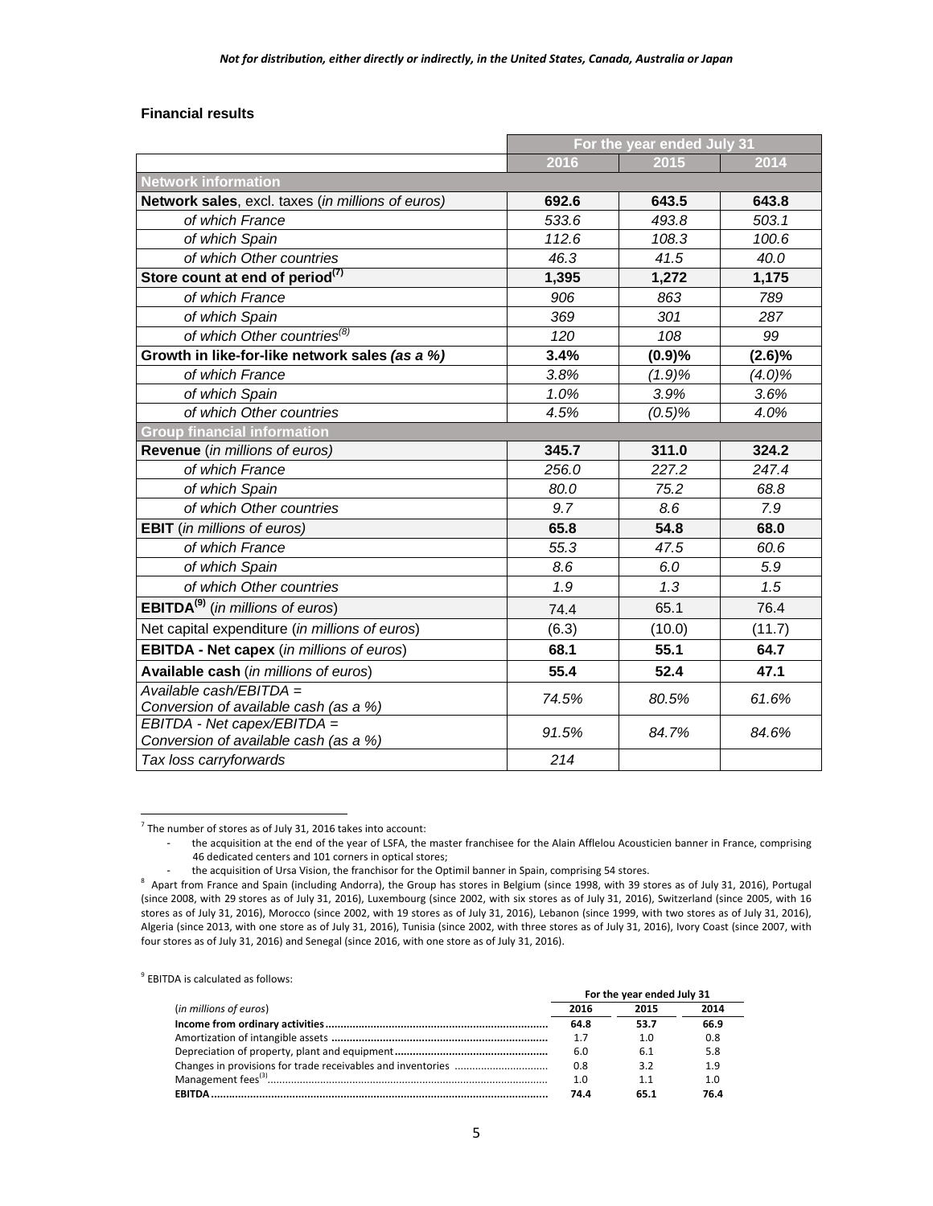*Not for distribution, either directly or indirectly, in the United States, Canada, Australia or Japan*

**Financial results**

| | For the year ended July 31 | | |
|---|---|---|---|
| | 2016 | 2015 | 2014 |
| **Network information** | | | |
| **Network sales**, excl. taxes (*in millions of euros*) | **692.6** | **643.5** | **643.8** |
| *of which France* | *533.6* | *493.8* | *503.1* |
| *of which Spain* | *112.6* | *108.3* | *100.6* |
| *of which Other countries* | *46.3* | *41.5* | *40.0* |
| **Store count at end of period**[7] | **1,395** | **1,272** | **1,175** |
| *of which France* | *906* | *863* | *789* |
| *of which Spain* | *369* | *301* | *287* |
| *of which Other countries*[8] | *120* | *108* | *99* |
| **Growth in like-for-like network sales** ***(as a %)*** | **3.4%** | **(0.9)%** | **(2.6)%** |
| *of which France* | *3.8%* | *(1.9)%* | *(4.0)%* |
| *of which Spain* | *1.0%* | *3.9%* | *3.6%* |
| *of which Other countries* | *4.5%* | *(0.5)%* | *4.0%* |
| **Group financial information** | | | |
| **Revenue** (*in millions of euros*) | **345.7** | **311.0** | **324.2** |
| *of which France* | *256.0* | *227.2* | *247.4* |
| *of which Spain* | *80.0* | *75.2* | *68.8* |
| *of which Other countries* | *9.7* | *8.6* | *7.9* |
| **EBIT** (*in millions of euros*) | **65.8** | **54.8** | **68.0** |
| *of which France* | *55.3* | *47.5* | *60.6* |
| *of which Spain* | *8.6* | *6.0* | *5.9* |
| *of which Other countries* | *1.9* | *1.3* | *1.5* |
| **EBITDA**[9] (*in millions of euros*) | 74.4 | 65.1 | 76.4 |
| Net capital expenditure (*in millions of euros*) | (6.3) | (10.0) | (11.7) |
| **EBITDA - Net capex** (*in millions of euros*) | **68.1** | **55.1** | **64.7** |
| **Available cash** (*in millions of euros*) | **55.4** | **52.4** | **47.1** |
| *Available cash/EBITDA = Conversion of available cash (as a %)* | *74.5%* | *80.5%* | *61.6%* |
| *EBITDA - Net capex/EBITDA = Conversion of available cash (as a %)* | *91.5%* | *84.7%* | *84.6%* |
| *Tax loss carryforwards* | *214* | | |

[7] The number of stores as of July 31, 2016 takes into account:

- the acquisition at the end of the year of LSFA, the master franchisee for the Alain Afflelou Acousticien banner in France, comprising 46 dedicated centers and 101 corners in optical stores;
- the acquisition of Ursa Vision, the franchisor for the Optimil banner in Spain, comprising 54 stores.

[8] Apart from France and Spain (including Andorra), the Group has stores in Belgium (since 1998, with 39 stores as of July 31, 2016), Portugal (since 2008, with 29 stores as of July 31, 2016), Luxembourg (since 2002, with six stores as of July 31, 2016), Switzerland (since 2005, with 16 stores as of July 31, 2016), Morocco (since 2002, with 19 stores as of July 31, 2016), Lebanon (since 1999, with two stores as of July 31, 2016), Algeria (since 2013, with one store as of July 31, 2016), Tunisia (since 2002, with three stores as of July 31, 2016), Ivory Coast (since 2007, with four stores as of July 31, 2016) and Senegal (since 2016, with one store as of July 31, 2016).

[9] EBITDA is calculated as follows:

| (*in millions of euros*) | For the year ended July 31 | | |
|---|---|---|---|
| | 2016 | 2015 | 2014 |
| **Income from ordinary activities** | **64.8** | **53.7** | **66.9** |
| Amortization of intangible assets | 1.7 | 1.0 | 0.8 |
| Depreciation of property, plant and equipment | 6.0 | 6.1 | 5.8 |
| Changes in provisions for trade receivables and inventories | 0.8 | 3.2 | 1.9 |
| Management fees[3] | 1.0 | 1.1 | 1.0 |
| **EBITDA** | **74.4** | **65.1** | **76.4** |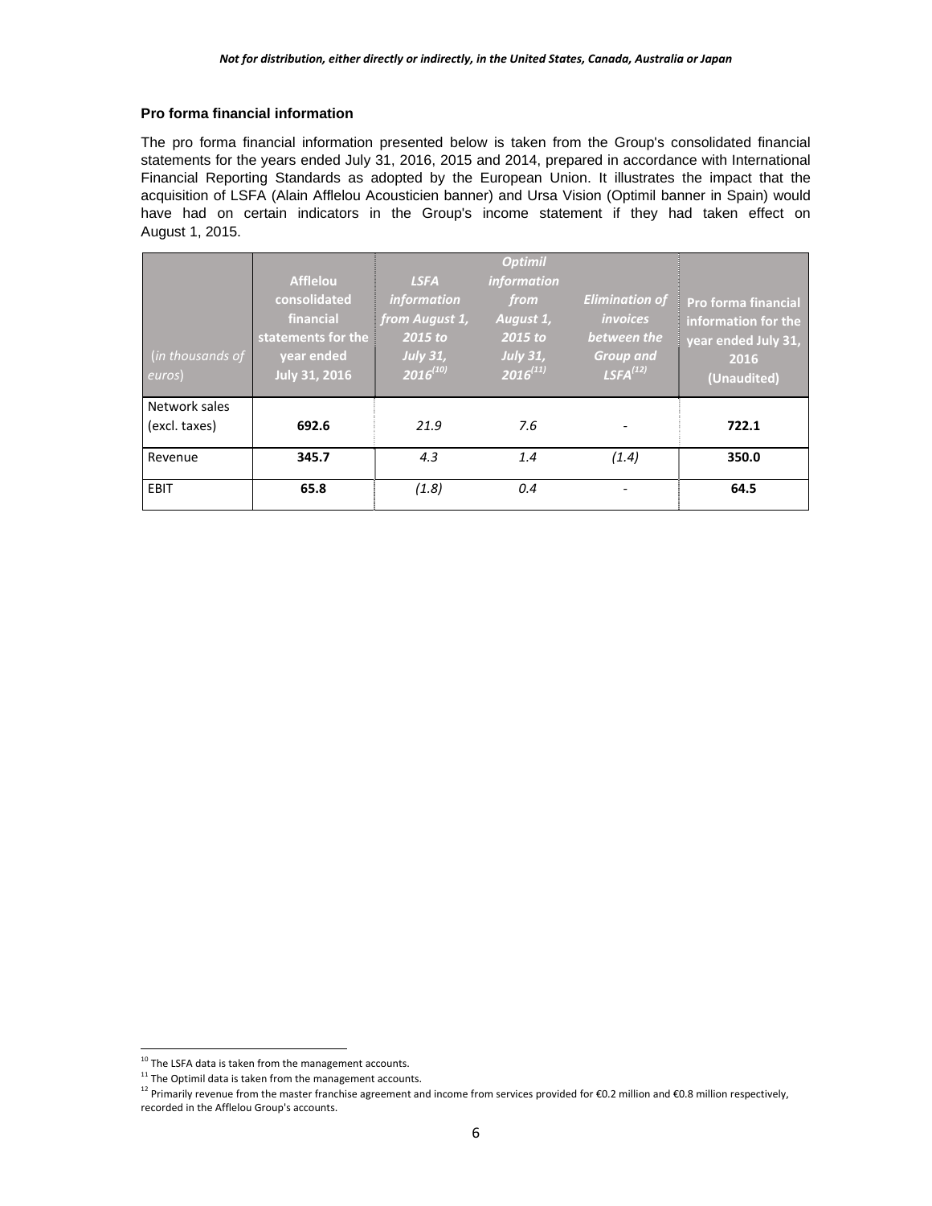**Pro forma financial information**

The pro forma financial information presented below is taken from the Group's consolidated financial statements for the years ended July 31, 2016, 2015 and 2014, prepared in accordance with International Financial Reporting Standards as adopted by the European Union. It illustrates the impact that the acquisition of LSFA (Alain Afflelou Acousticien banner) and Ursa Vision (Optimil banner in Spain) would have had on certain indicators in the Group's income statement if they had taken effect on August 1, 2015.

| (*in thousands of euros*) | **Afflelou consolidated financial statements for the year ended July 31, 2016** | ***LSFA information from August 1, 2015 to July 31, 2016***[10] | ***Optimil information from August 1, 2015 to July 31, 2016***[11] | ***Elimination of invoices between the Group and LSFA***[12] | **Pro forma financial information for the year ended July 31, 2016 (Unaudited)** |
|---|---|---|---|---|---|
| Network sales (excl. taxes) | **692.6** | *21.9* | *7.6* | - | **722.1** |
| Revenue | **345.7** | *4.3* | *1.4* | *(1.4)* | **350.0** |
| EBIT | **65.8** | *(1.8)* | *0.4* | - | **64.5** |

[10] The LSFA data is taken from the management accounts.

[11] The Optimil data is taken from the management accounts.

[12] Primarily revenue from the master franchise agreement and income from services provided for €0.2 million and €0.8 million respectively, recorded in the Afflelou Group's accounts.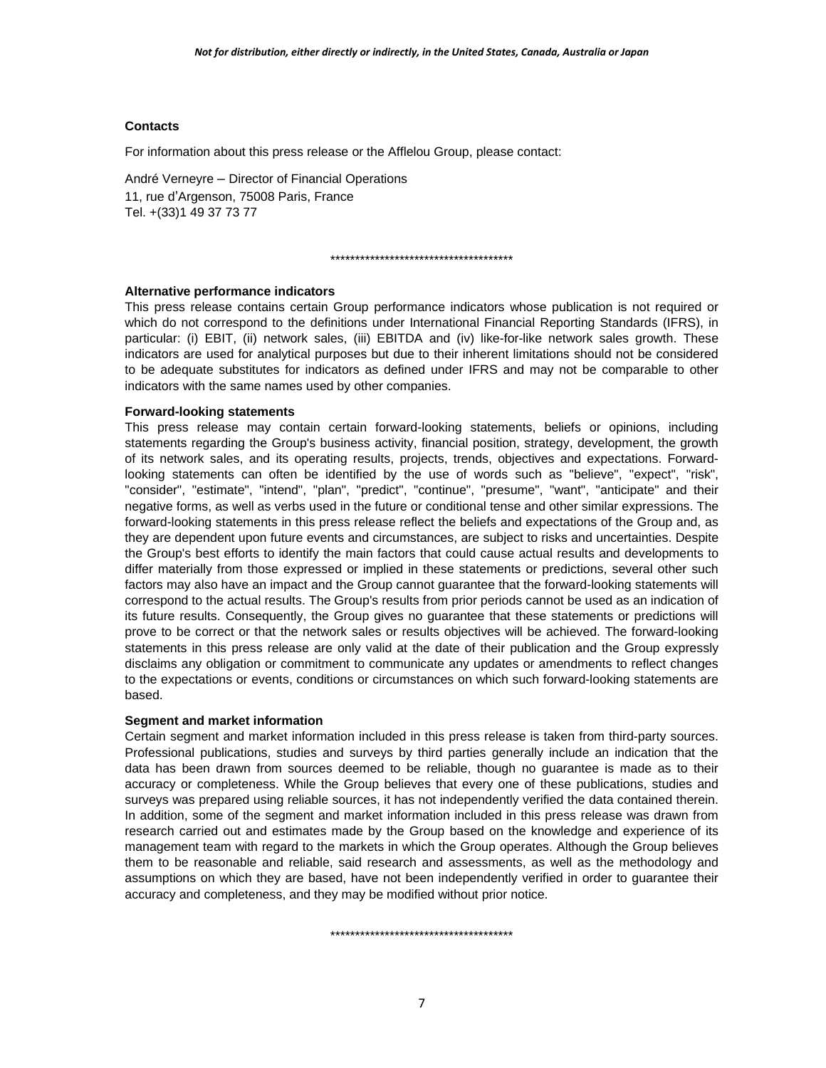**Contacts**

For information about this press release or the Afflelou Group, please contact:

André Verneyre – Director of Financial Operations
11, rue d'Argenson, 75008 Paris, France
Tel. +(33)1 49 37 73 77

\*\*\*\*\*\*\*\*\*\*\*\*\*\*\*\*\*\*\*\*\*\*\*\*\*\*\*\*\*\*\*\*\*\*\*\*\*\*

**Alternative performance indicators**

This press release contains certain Group performance indicators whose publication is not required or which do not correspond to the definitions under International Financial Reporting Standards (IFRS), in particular: (i) EBIT, (ii) network sales, (iii) EBITDA and (iv) like-for-like network sales growth. These indicators are used for analytical purposes but due to their inherent limitations should not be considered to be adequate substitutes for indicators as defined under IFRS and may not be comparable to other indicators with the same names used by other companies.

**Forward-looking statements**

This press release may contain certain forward-looking statements, beliefs or opinions, including statements regarding the Group's business activity, financial position, strategy, development, the growth of its network sales, and its operating results, projects, trends, objectives and expectations. Forward-looking statements can often be identified by the use of words such as "believe", "expect", "risk", "consider", "estimate", "intend", "plan", "predict", "continue", "presume", "want", "anticipate" and their negative forms, as well as verbs used in the future or conditional tense and other similar expressions. The forward-looking statements in this press release reflect the beliefs and expectations of the Group and, as they are dependent upon future events and circumstances, are subject to risks and uncertainties. Despite the Group's best efforts to identify the main factors that could cause actual results and developments to differ materially from those expressed or implied in these statements or predictions, several other such factors may also have an impact and the Group cannot guarantee that the forward-looking statements will correspond to the actual results. The Group's results from prior periods cannot be used as an indication of its future results. Consequently, the Group gives no guarantee that these statements or predictions will prove to be correct or that the network sales or results objectives will be achieved. The forward-looking statements in this press release are only valid at the date of their publication and the Group expressly disclaims any obligation or commitment to communicate any updates or amendments to reflect changes to the expectations or events, conditions or circumstances on which such forward-looking statements are based.

**Segment and market information**

Certain segment and market information included in this press release is taken from third-party sources. Professional publications, studies and surveys by third parties generally include an indication that the data has been drawn from sources deemed to be reliable, though no guarantee is made as to their accuracy or completeness. While the Group believes that every one of these publications, studies and surveys was prepared using reliable sources, it has not independently verified the data contained therein. In addition, some of the segment and market information included in this press release was drawn from research carried out and estimates made by the Group based on the knowledge and experience of its management team with regard to the markets in which the Group operates. Although the Group believes them to be reasonable and reliable, said research and assessments, as well as the methodology and assumptions on which they are based, have not been independently verified in order to guarantee their accuracy and completeness, and they may be modified without prior notice.

\*\*\*\*\*\*\*\*\*\*\*\*\*\*\*\*\*\*\*\*\*\*\*\*\*\*\*\*\*\*\*\*\*\*\*\*\*\*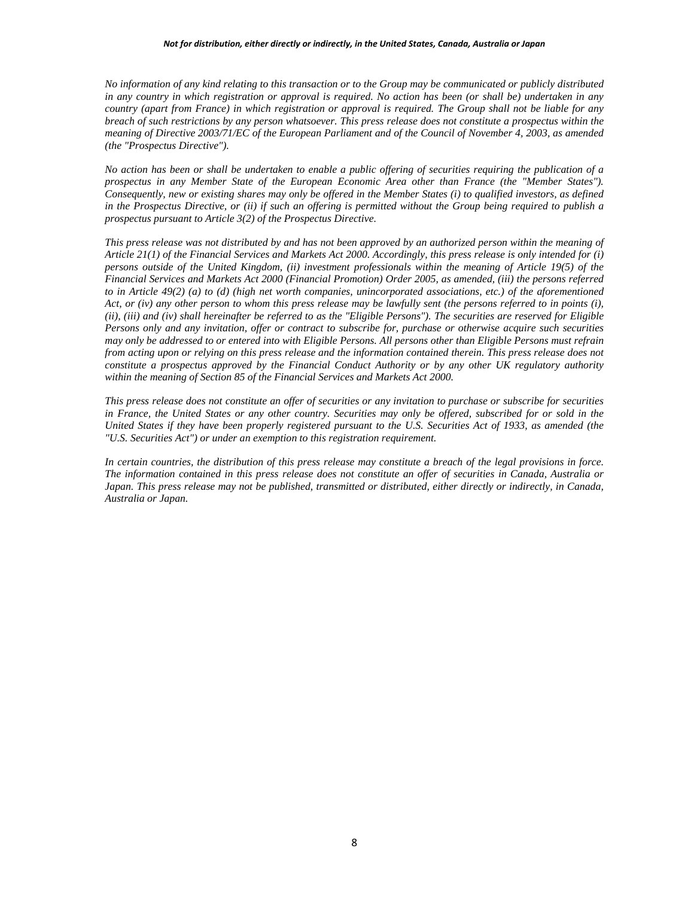*No information of any kind relating to this transaction or to the Group may be communicated or publicly distributed in any country in which registration or approval is required. No action has been (or shall be) undertaken in any country (apart from France) in which registration or approval is required. The Group shall not be liable for any breach of such restrictions by any person whatsoever. This press release does not constitute a prospectus within the meaning of Directive 2003/71/EC of the European Parliament and of the Council of November 4, 2003, as amended (the "Prospectus Directive").*

*No action has been or shall be undertaken to enable a public offering of securities requiring the publication of a prospectus in any Member State of the European Economic Area other than France (the "Member States"). Consequently, new or existing shares may only be offered in the Member States (i) to qualified investors, as defined in the Prospectus Directive, or (ii) if such an offering is permitted without the Group being required to publish a prospectus pursuant to Article 3(2) of the Prospectus Directive.*

*This press release was not distributed by and has not been approved by an authorized person within the meaning of Article 21(1) of the Financial Services and Markets Act 2000. Accordingly, this press release is only intended for (i) persons outside of the United Kingdom, (ii) investment professionals within the meaning of Article 19(5) of the Financial Services and Markets Act 2000 (Financial Promotion) Order 2005, as amended, (iii) the persons referred to in Article 49(2) (a) to (d) (high net worth companies, unincorporated associations, etc.) of the aforementioned Act, or (iv) any other person to whom this press release may be lawfully sent (the persons referred to in points (i), (ii), (iii) and (iv) shall hereinafter be referred to as the "Eligible Persons"). The securities are reserved for Eligible Persons only and any invitation, offer or contract to subscribe for, purchase or otherwise acquire such securities may only be addressed to or entered into with Eligible Persons. All persons other than Eligible Persons must refrain from acting upon or relying on this press release and the information contained therein. This press release does not constitute a prospectus approved by the Financial Conduct Authority or by any other UK regulatory authority within the meaning of Section 85 of the Financial Services and Markets Act 2000.*

*This press release does not constitute an offer of securities or any invitation to purchase or subscribe for securities in France, the United States or any other country. Securities may only be offered, subscribed for or sold in the United States if they have been properly registered pursuant to the U.S. Securities Act of 1933, as amended (the "U.S. Securities Act") or under an exemption to this registration requirement.*

*In certain countries, the distribution of this press release may constitute a breach of the legal provisions in force. The information contained in this press release does not constitute an offer of securities in Canada, Australia or Japan. This press release may not be published, transmitted or distributed, either directly or indirectly, in Canada, Australia or Japan.*